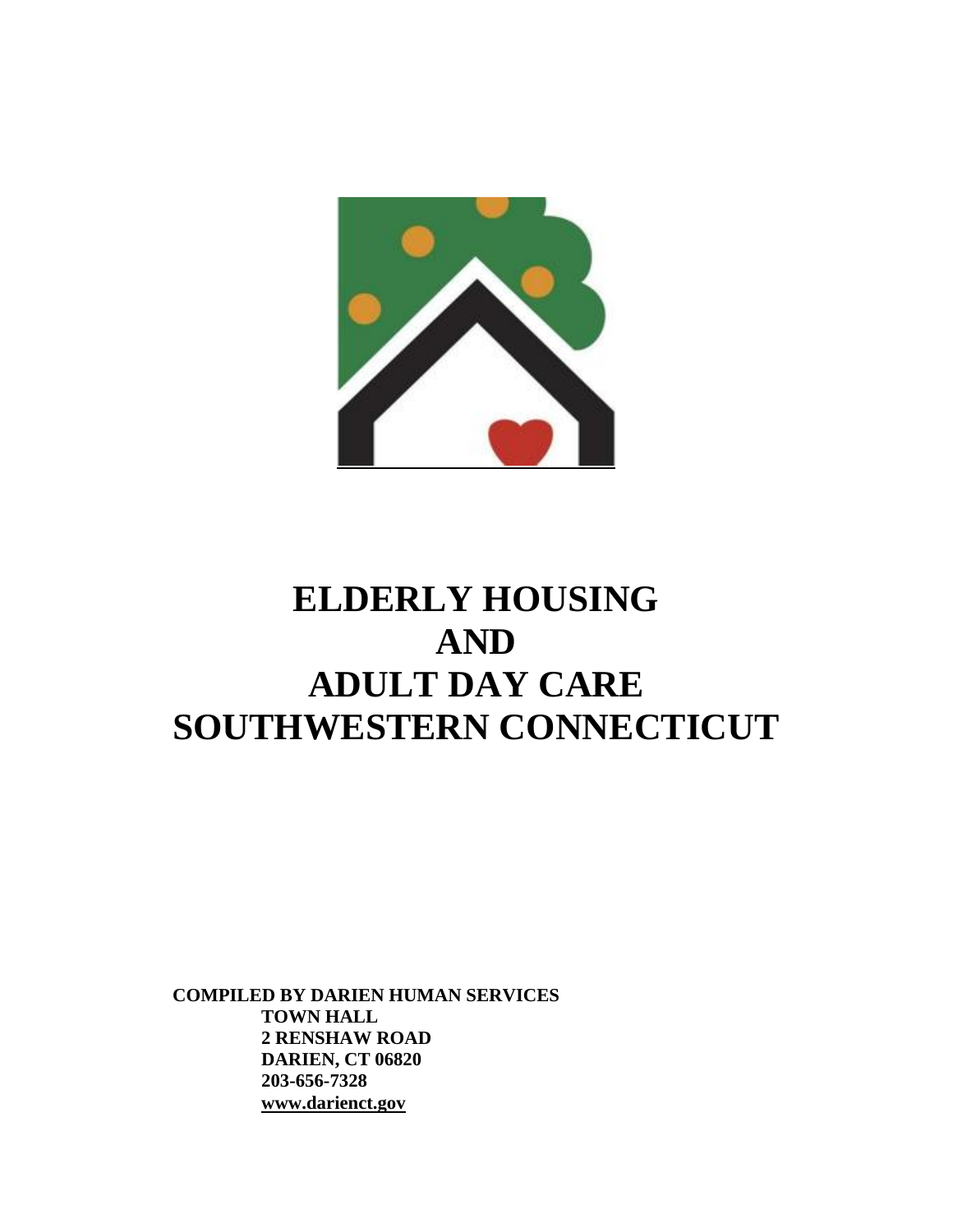# ELDERLY HOUSING
# AND
# ADULT DAY CARE
# SOUTHWESTERN CONNECTICUT

**COMPILED BY DARIEN HUMAN SERVICES**
**TOWN HALL**
**2 RENSHAW ROAD**
**DARIEN, CT 06820**
**203-656-7328**
**www.darienct.gov**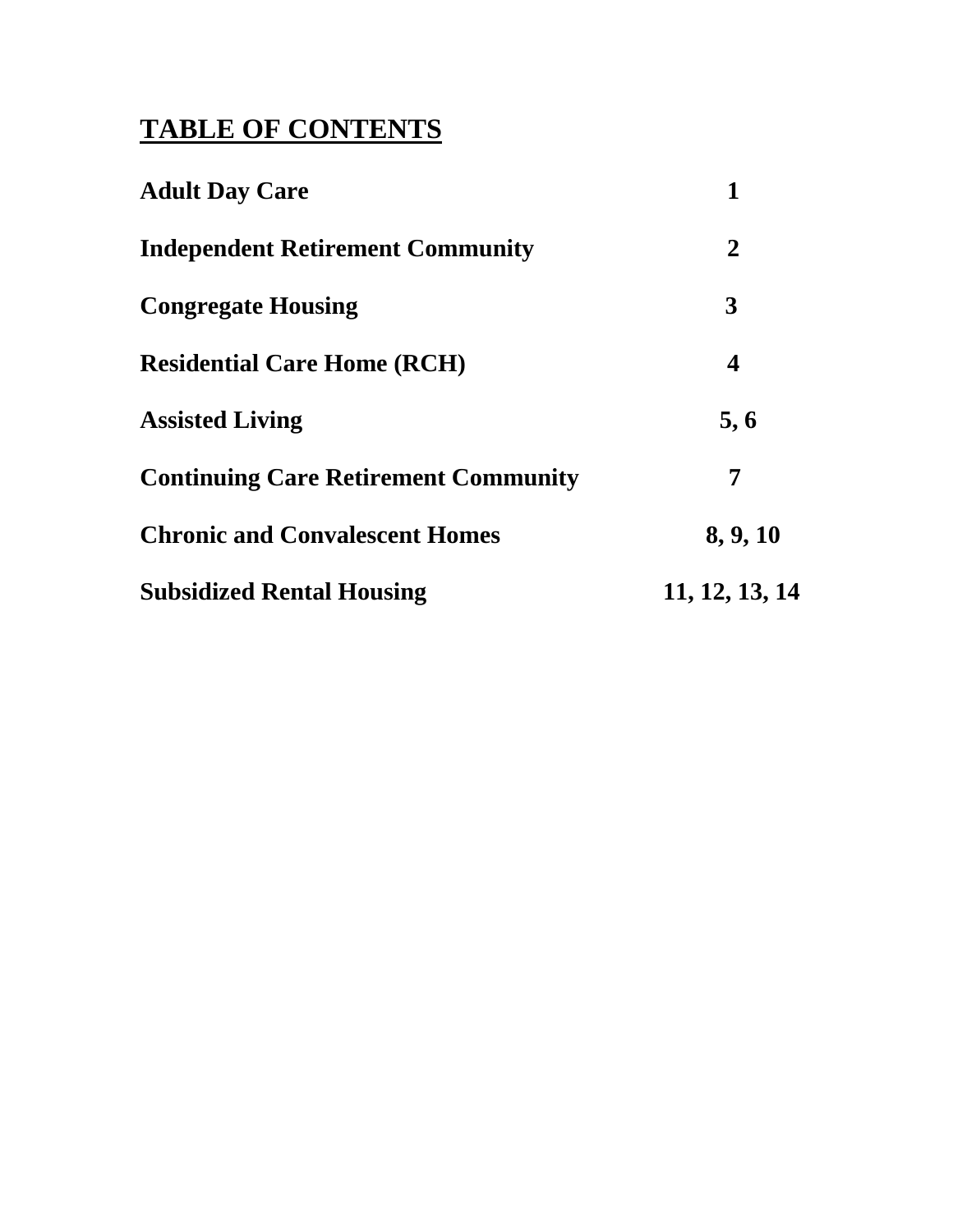# TABLE OF CONTENTS

| | |
|---|---|
| **Adult Day Care** | **1** |
| **Independent Retirement Community** | **2** |
| **Congregate Housing** | **3** |
| **Residential Care Home (RCH)** | **4** |
| **Assisted Living** | **5, 6** |
| **Continuing Care Retirement Community** | **7** |
| **Chronic and Convalescent Homes** | **8, 9, 10** |
| **Subsidized Rental Housing** | **11, 12, 13, 14** |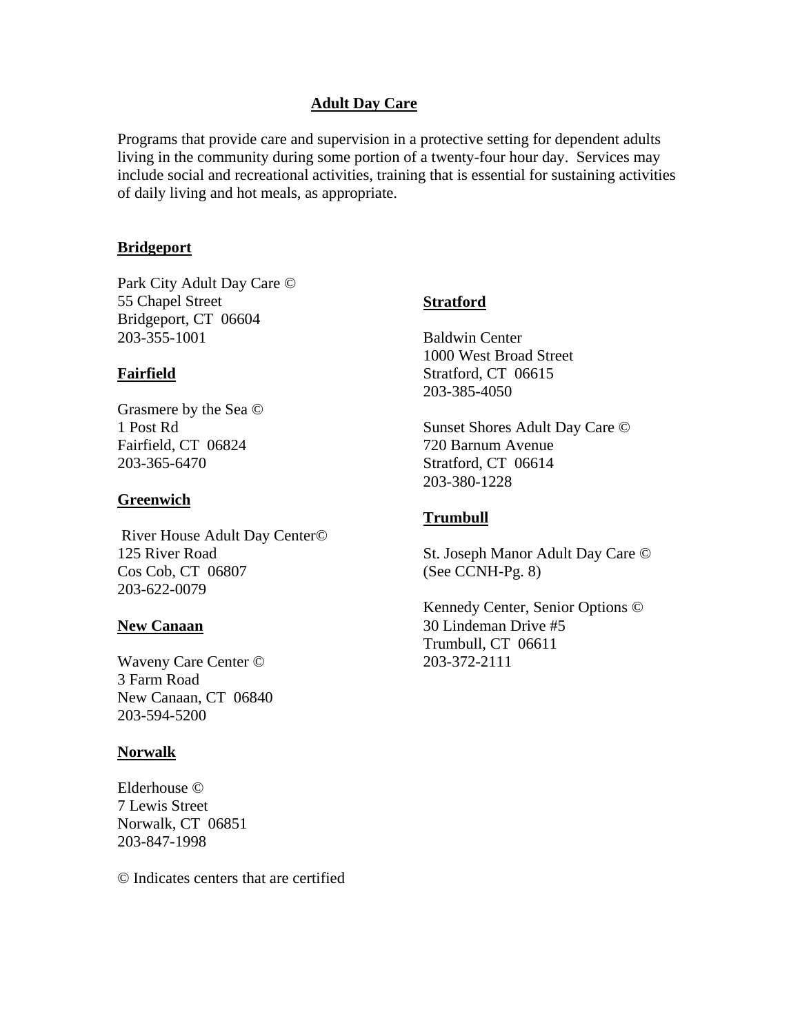# Adult Day Care

Programs that provide care and supervision in a protective setting for dependent adults living in the community during some portion of a twenty-four hour day. Services may include social and recreational activities, training that is essential for sustaining activities of daily living and hot meals, as appropriate.

## Bridgeport

Park City Adult Day Care ©
55 Chapel Street
Bridgeport, CT 06604
203-355-1001

## Fairfield

Grasmere by the Sea ©
1 Post Rd
Fairfield, CT 06824
203-365-6470

## Greenwich

River House Adult Day Center©
125 River Road
Cos Cob, CT 06807
203-622-0079

## New Canaan

Waveny Care Center ©
3 Farm Road
New Canaan, CT 06840
203-594-5200

## Norwalk

Elderhouse ©
7 Lewis Street
Norwalk, CT 06851
203-847-1998

## Stratford

Baldwin Center
1000 West Broad Street
Stratford, CT 06615
203-385-4050

Sunset Shores Adult Day Care ©
720 Barnum Avenue
Stratford, CT 06614
203-380-1228

## Trumbull

St. Joseph Manor Adult Day Care ©
(See CCNH-Pg. 8)

Kennedy Center, Senior Options ©
30 Lindeman Drive #5
Trumbull, CT 06611
203-372-2111

© Indicates centers that are certified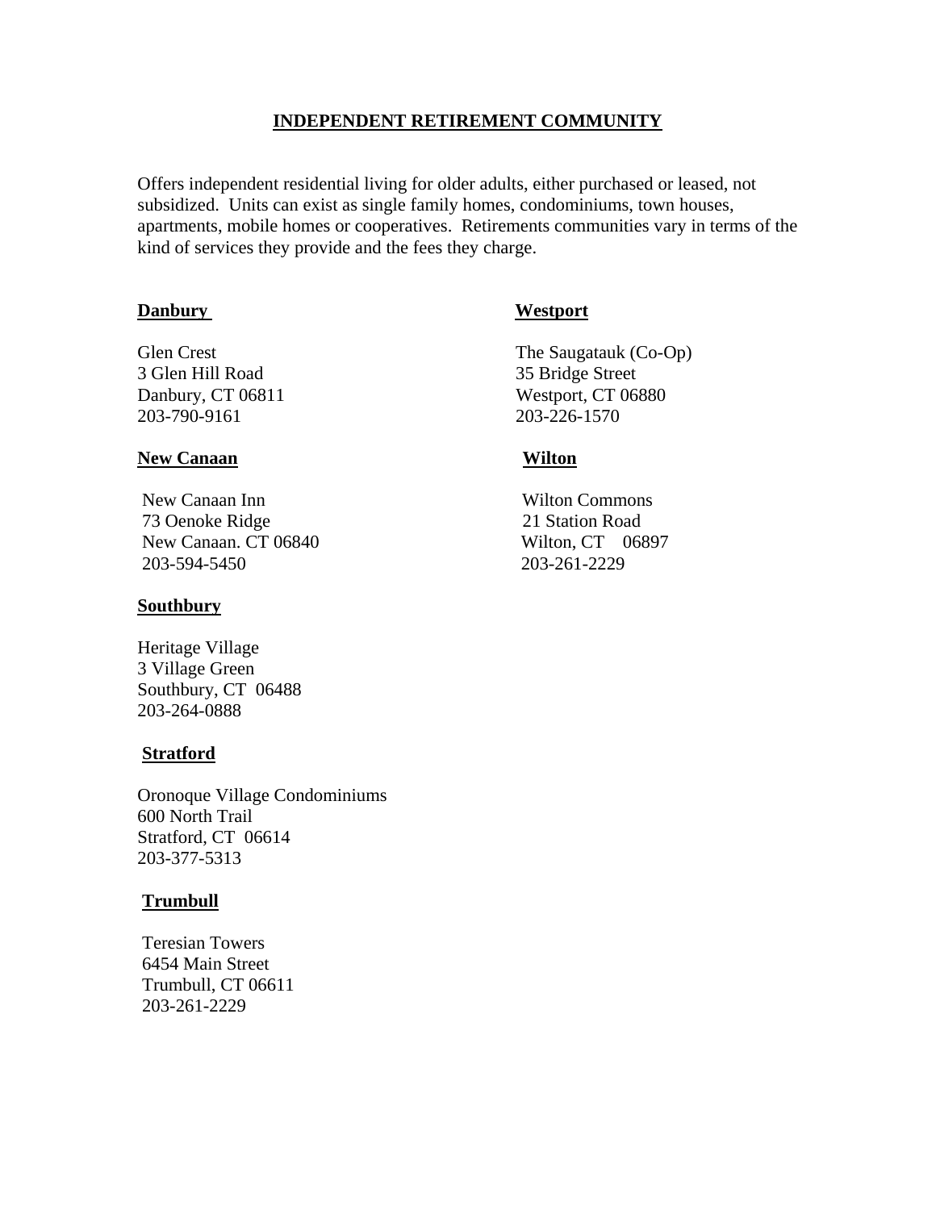## INDEPENDENT RETIREMENT COMMUNITY

Offers independent residential living for older adults, either purchased or leased, not subsidized. Units can exist as single family homes, condominiums, town houses, apartments, mobile homes or cooperatives. Retirements communities vary in terms of the kind of services they provide and the fees they charge.

### Danbury

Glen Crest
3 Glen Hill Road
Danbury, CT 06811
203-790-9161

### New Canaan

New Canaan Inn
73 Oenoke Ridge
New Canaan. CT 06840
203-594-5450

### Southbury

Heritage Village
3 Village Green
Southbury, CT 06488
203-264-0888

### Stratford

Oronoque Village Condominiums
600 North Trail
Stratford, CT 06614
203-377-5313

### Trumbull

Teresian Towers
6454 Main Street
Trumbull, CT 06611
203-261-2229

### Westport

The Saugatauk (Co-Op)
35 Bridge Street
Westport, CT 06880
203-226-1570

### Wilton

Wilton Commons
21 Station Road
Wilton, CT 06897
203-261-2229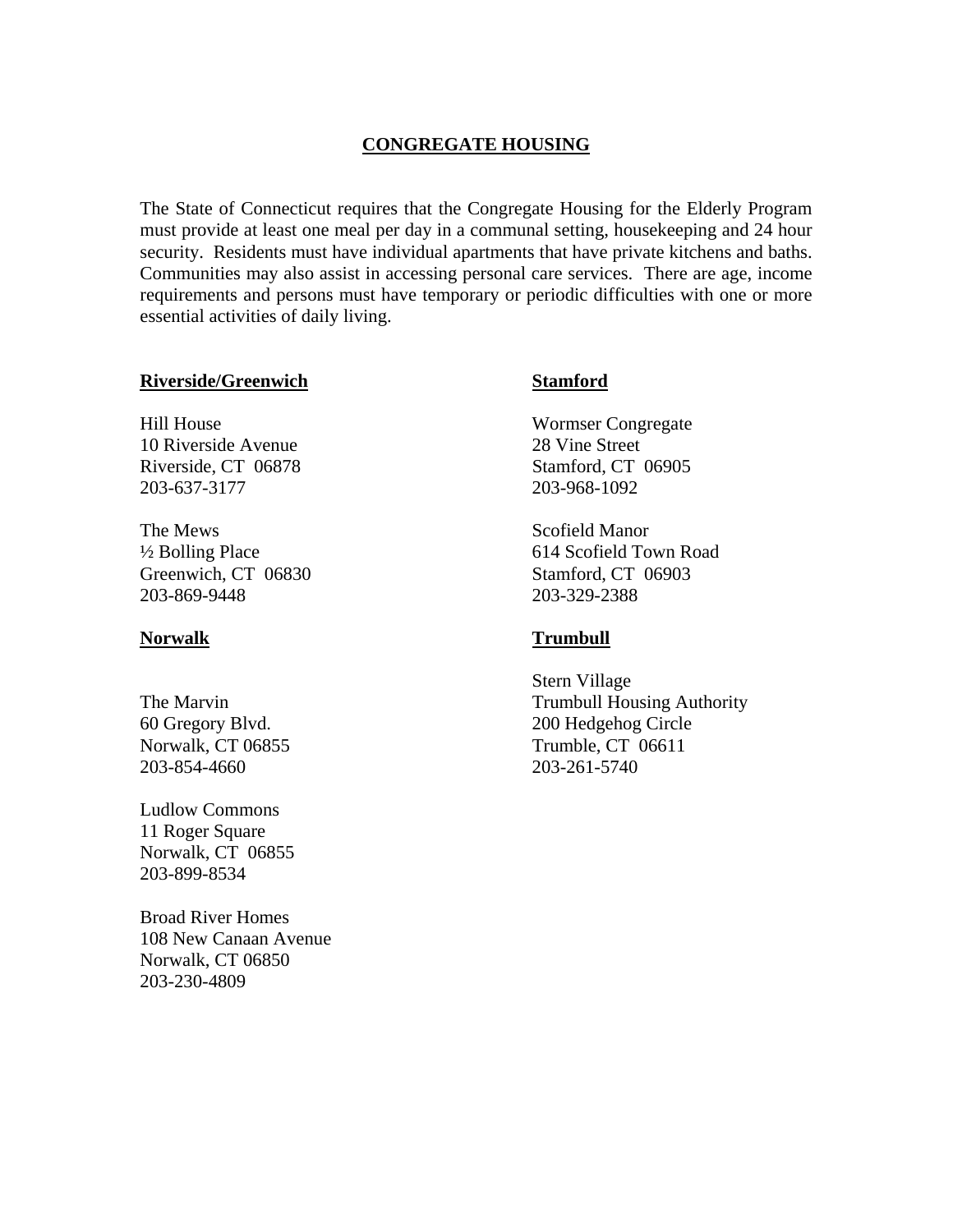# CONGREGATE HOUSING

The State of Connecticut requires that the Congregate Housing for the Elderly Program must provide at least one meal per day in a communal setting, housekeeping and 24 hour security. Residents must have individual apartments that have private kitchens and baths. Communities may also assist in accessing personal care services. There are age, income requirements and persons must have temporary or periodic difficulties with one or more essential activities of daily living.

## Riverside/Greenwich

Hill House
10 Riverside Avenue
Riverside, CT 06878
203-637-3177

The Mews
½ Bolling Place
Greenwich, CT 06830
203-869-9448

## Norwalk

The Marvin
60 Gregory Blvd.
Norwalk, CT 06855
203-854-4660

Ludlow Commons
11 Roger Square
Norwalk, CT 06855
203-899-8534

Broad River Homes
108 New Canaan Avenue
Norwalk, CT 06850
203-230-4809

## Stamford

Wormser Congregate
28 Vine Street
Stamford, CT 06905
203-968-1092

Scofield Manor
614 Scofield Town Road
Stamford, CT 06903
203-329-2388

## Trumbull

Stern Village
Trumbull Housing Authority
200 Hedgehog Circle
Trumble, CT 06611
203-261-5740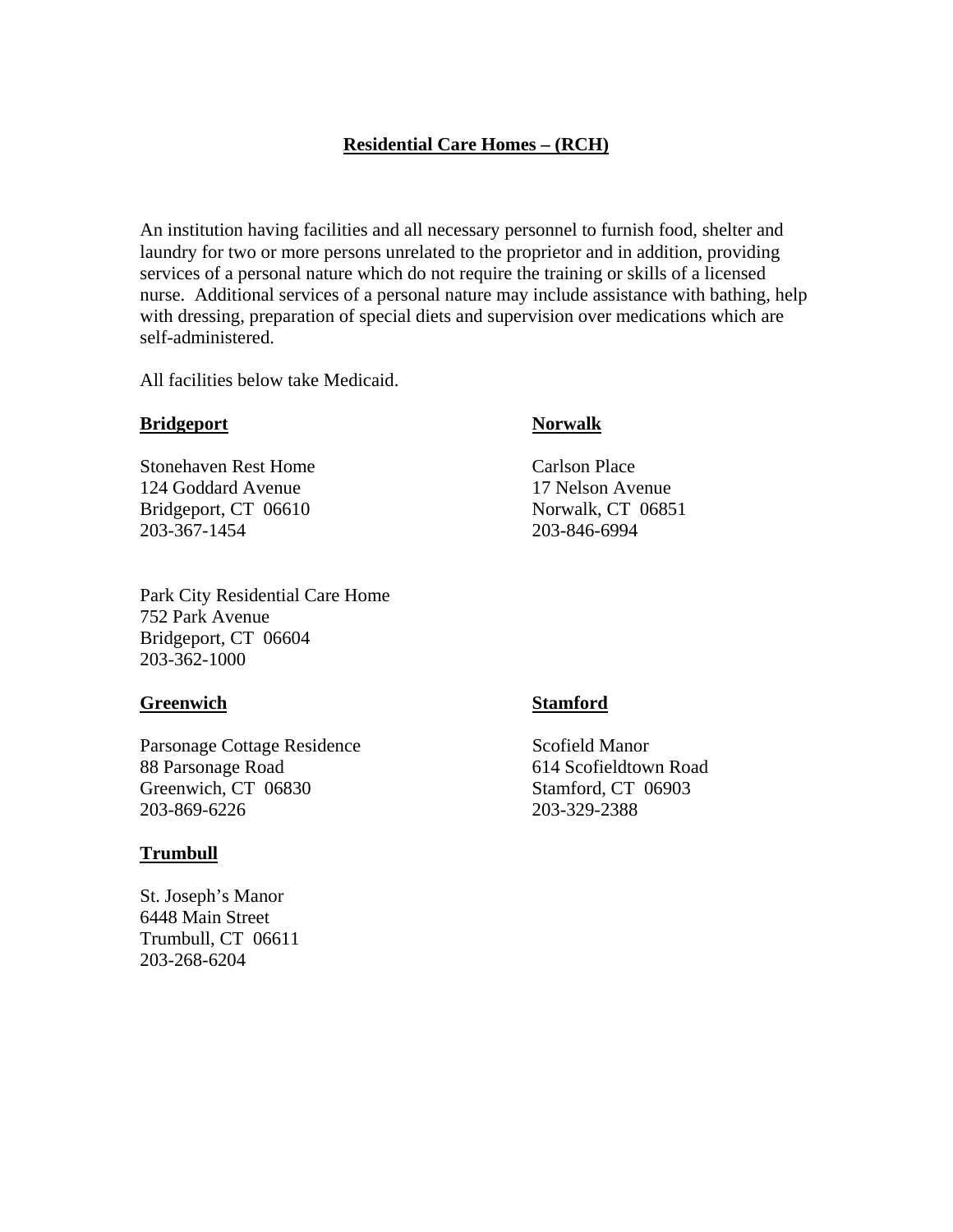# Residential Care Homes – (RCH)

An institution having facilities and all necessary personnel to furnish food, shelter and laundry for two or more persons unrelated to the proprietor and in addition, providing services of a personal nature which do not require the training or skills of a licensed nurse. Additional services of a personal nature may include assistance with bathing, help with dressing, preparation of special diets and supervision over medications which are self-administered.

All facilities below take Medicaid.

## Bridgeport

Stonehaven Rest Home
124 Goddard Avenue
Bridgeport, CT 06610
203-367-1454

Park City Residential Care Home
752 Park Avenue
Bridgeport, CT 06604
203-362-1000

## Norwalk

Carlson Place
17 Nelson Avenue
Norwalk, CT 06851
203-846-6994

## Greenwich

Parsonage Cottage Residence
88 Parsonage Road
Greenwich, CT 06830
203-869-6226

## Stamford

Scofield Manor
614 Scofieldtown Road
Stamford, CT 06903
203-329-2388

## Trumbull

St. Joseph's Manor
6448 Main Street
Trumbull, CT 06611
203-268-6204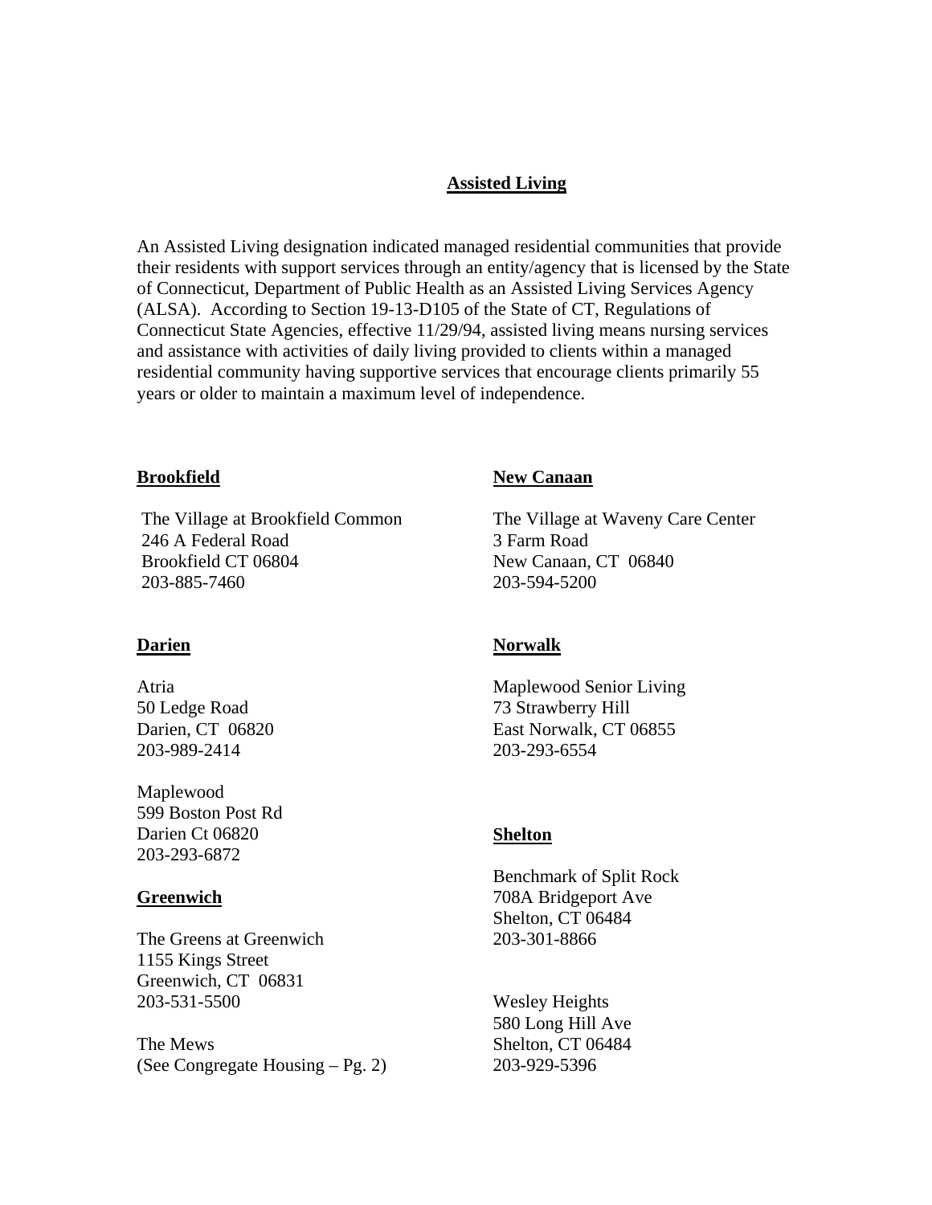# Assisted Living

An Assisted Living designation indicated managed residential communities that provide their residents with support services through an entity/agency that is licensed by the State of Connecticut, Department of Public Health as an Assisted Living Services Agency (ALSA). According to Section 19-13-D105 of the State of CT, Regulations of Connecticut State Agencies, effective 11/29/94, assisted living means nursing services and assistance with activities of daily living provided to clients within a managed residential community having supportive services that encourage clients primarily 55 years or older to maintain a maximum level of independence.

## Brookfield

The Village at Brookfield Common
246 A Federal Road
Brookfield CT 06804
203-885-7460

## Darien

Atria
50 Ledge Road
Darien, CT 06820
203-989-2414

Maplewood
599 Boston Post Rd
Darien Ct 06820
203-293-6872

## Greenwich

The Greens at Greenwich
1155 Kings Street
Greenwich, CT 06831
203-531-5500

The Mews
(See Congregate Housing – Pg. 2)

## New Canaan

The Village at Waveny Care Center
3 Farm Road
New Canaan, CT 06840
203-594-5200

## Norwalk

Maplewood Senior Living
73 Strawberry Hill
East Norwalk, CT 06855
203-293-6554

## Shelton

Benchmark of Split Rock
708A Bridgeport Ave
Shelton, CT 06484
203-301-8866

Wesley Heights
580 Long Hill Ave
Shelton, CT 06484
203-929-5396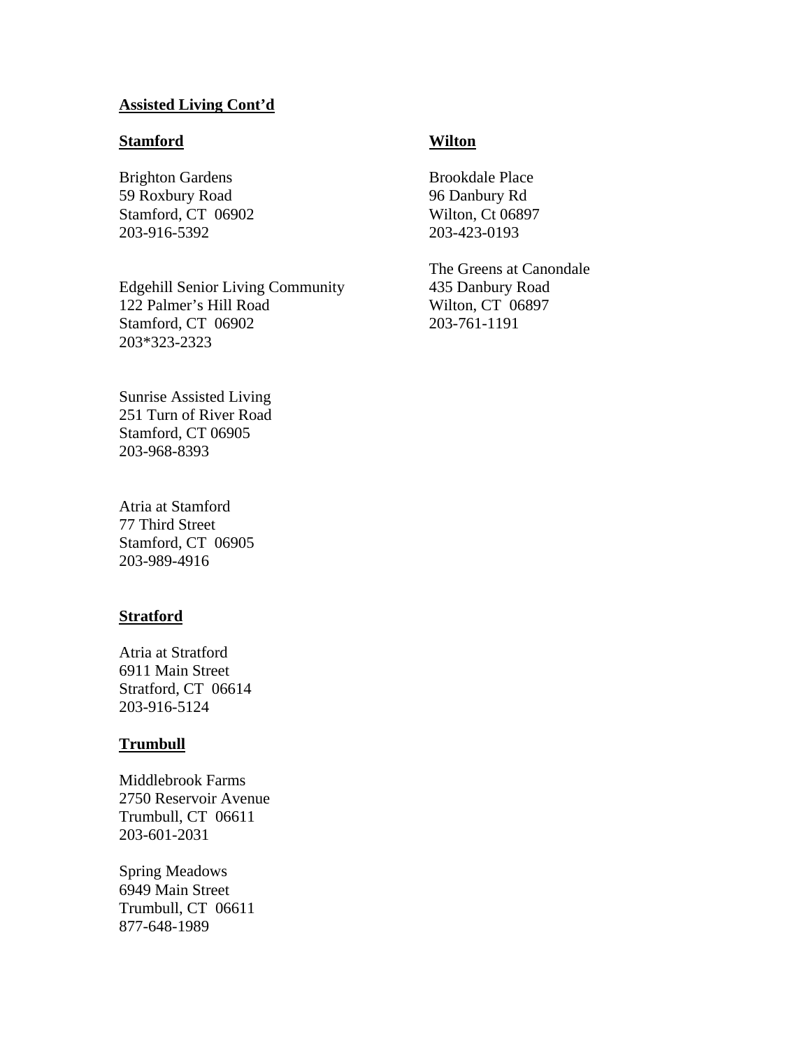**Assisted Living Cont'd**

**Stamford**

Brighton Gardens
59 Roxbury Road
Stamford, CT 06902
203-916-5392

Edgehill Senior Living Community
122 Palmer's Hill Road
Stamford, CT 06902
203*323-2323

Sunrise Assisted Living
251 Turn of River Road
Stamford, CT 06905
203-968-8393

Atria at Stamford
77 Third Street
Stamford, CT 06905
203-989-4916

**Stratford**

Atria at Stratford
6911 Main Street
Stratford, CT 06614
203-916-5124

**Trumbull**

Middlebrook Farms
2750 Reservoir Avenue
Trumbull, CT 06611
203-601-2031

Spring Meadows
6949 Main Street
Trumbull, CT 06611
877-648-1989

**Wilton**

Brookdale Place
96 Danbury Rd
Wilton, Ct 06897
203-423-0193

The Greens at Canondale
435 Danbury Road
Wilton, CT 06897
203-761-1191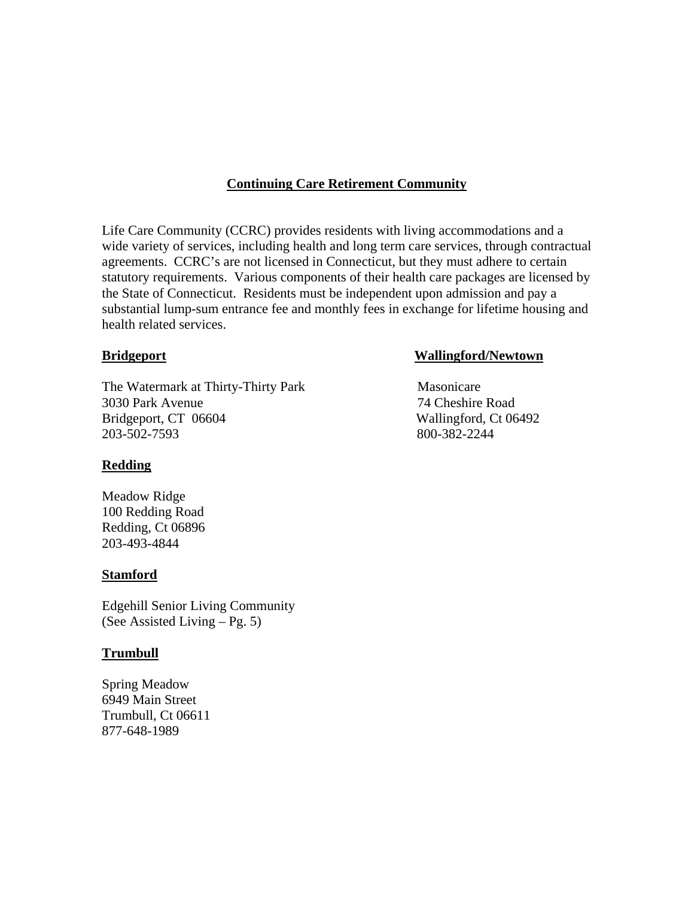## Continuing Care Retirement Community

Life Care Community (CCRC) provides residents with living accommodations and a wide variety of services, including health and long term care services, through contractual agreements. CCRC's are not licensed in Connecticut, but they must adhere to certain statutory requirements. Various components of their health care packages are licensed by the State of Connecticut. Residents must be independent upon admission and pay a substantial lump-sum entrance fee and monthly fees in exchange for lifetime housing and health related services.

**Bridgeport**

The Watermark at Thirty-Thirty Park
3030 Park Avenue
Bridgeport, CT 06604
203-502-7593

**Wallingford/Newtown**

Masonicare
74 Cheshire Road
Wallingford, Ct 06492
800-382-2244

**Redding**

Meadow Ridge
100 Redding Road
Redding, Ct 06896
203-493-4844

**Stamford**

Edgehill Senior Living Community
(See Assisted Living – Pg. 5)

**Trumbull**

Spring Meadow
6949 Main Street
Trumbull, Ct 06611
877-648-1989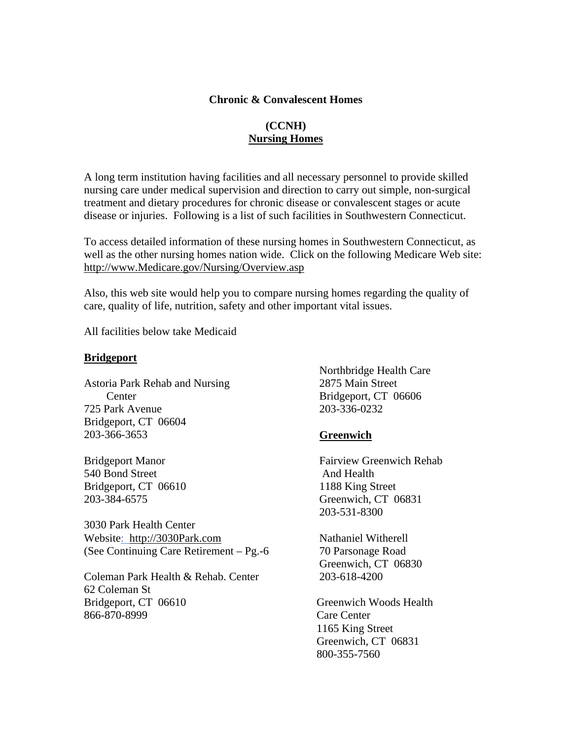**Chronic & Convalescent Homes**

**(CCNH)**
**Nursing Homes**

A long term institution having facilities and all necessary personnel to provide skilled nursing care under medical supervision and direction to carry out simple, non-surgical treatment and dietary procedures for chronic disease or convalescent stages or acute disease or injuries. Following is a list of such facilities in Southwestern Connecticut.

To access detailed information of these nursing homes in Southwestern Connecticut, as well as the other nursing homes nation wide. Click on the following Medicare Web site: http://www.Medicare.gov/Nursing/Overview.asp

Also, this web site would help you to compare nursing homes regarding the quality of care, quality of life, nutrition, safety and other important vital issues.

All facilities below take Medicaid

**Bridgeport**

Astoria Park Rehab and Nursing Center
725 Park Avenue
Bridgeport, CT 06604
203-366-3653

Bridgeport Manor
540 Bond Street
Bridgeport, CT 06610
203-384-6575

3030 Park Health Center
Website: http://3030Park.com
(See Continuing Care Retirement – Pg.-6

Coleman Park Health & Rehab. Center
62 Coleman St
Bridgeport, CT 06610
866-870-8999

Northbridge Health Care
2875 Main Street
Bridgeport, CT 06606
203-336-0232

**Greenwich**

Fairview Greenwich Rehab And Health
1188 King Street
Greenwich, CT 06831
203-531-8300

Nathaniel Witherell
70 Parsonage Road
Greenwich, CT 06830
203-618-4200

Greenwich Woods Health Care Center
1165 King Street
Greenwich, CT 06831
800-355-7560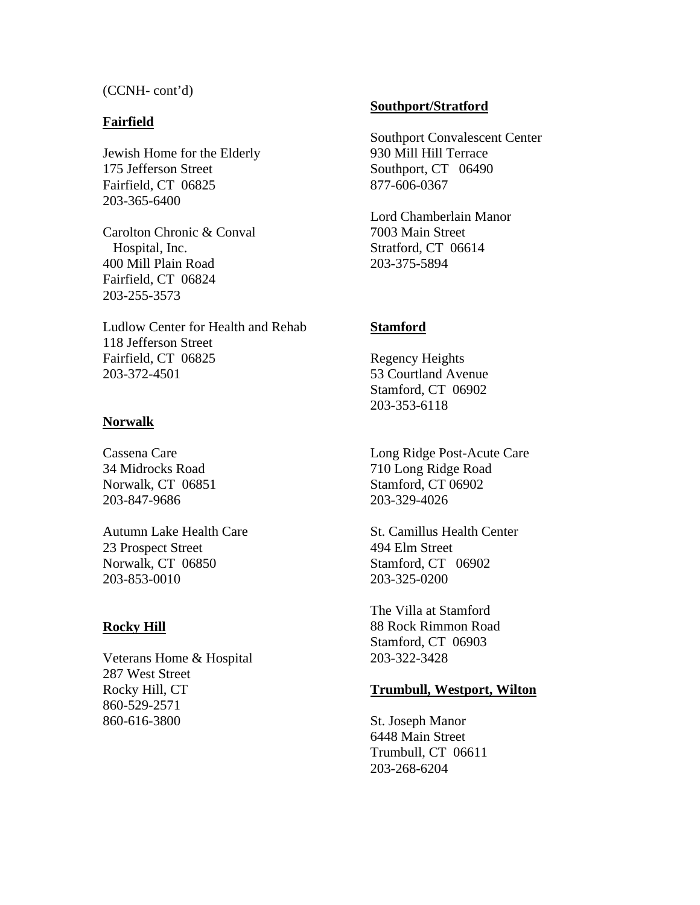(CCNH- cont'd)

**Fairfield**

Jewish Home for the Elderly
175 Jefferson Street
Fairfield, CT 06825
203-365-6400

Carolton Chronic & Conval
Hospital, Inc.
400 Mill Plain Road
Fairfield, CT 06824
203-255-3573

Ludlow Center for Health and Rehab
118 Jefferson Street
Fairfield, CT 06825
203-372-4501

**Norwalk**

Cassena Care
34 Midrocks Road
Norwalk, CT 06851
203-847-9686

Autumn Lake Health Care
23 Prospect Street
Norwalk, CT 06850
203-853-0010

**Rocky Hill**

Veterans Home & Hospital
287 West Street
Rocky Hill, CT
860-529-2571
860-616-3800

**Southport/Stratford**

Southport Convalescent Center
930 Mill Hill Terrace
Southport, CT 06490
877-606-0367

Lord Chamberlain Manor
7003 Main Street
Stratford, CT 06614
203-375-5894

**Stamford**

Regency Heights
53 Courtland Avenue
Stamford, CT 06902
203-353-6118

Long Ridge Post-Acute Care
710 Long Ridge Road
Stamford, CT 06902
203-329-4026

St. Camillus Health Center
494 Elm Street
Stamford, CT 06902
203-325-0200

The Villa at Stamford
88 Rock Rimmon Road
Stamford, CT 06903
203-322-3428

**Trumbull, Westport, Wilton**

St. Joseph Manor
6448 Main Street
Trumbull, CT 06611
203-268-6204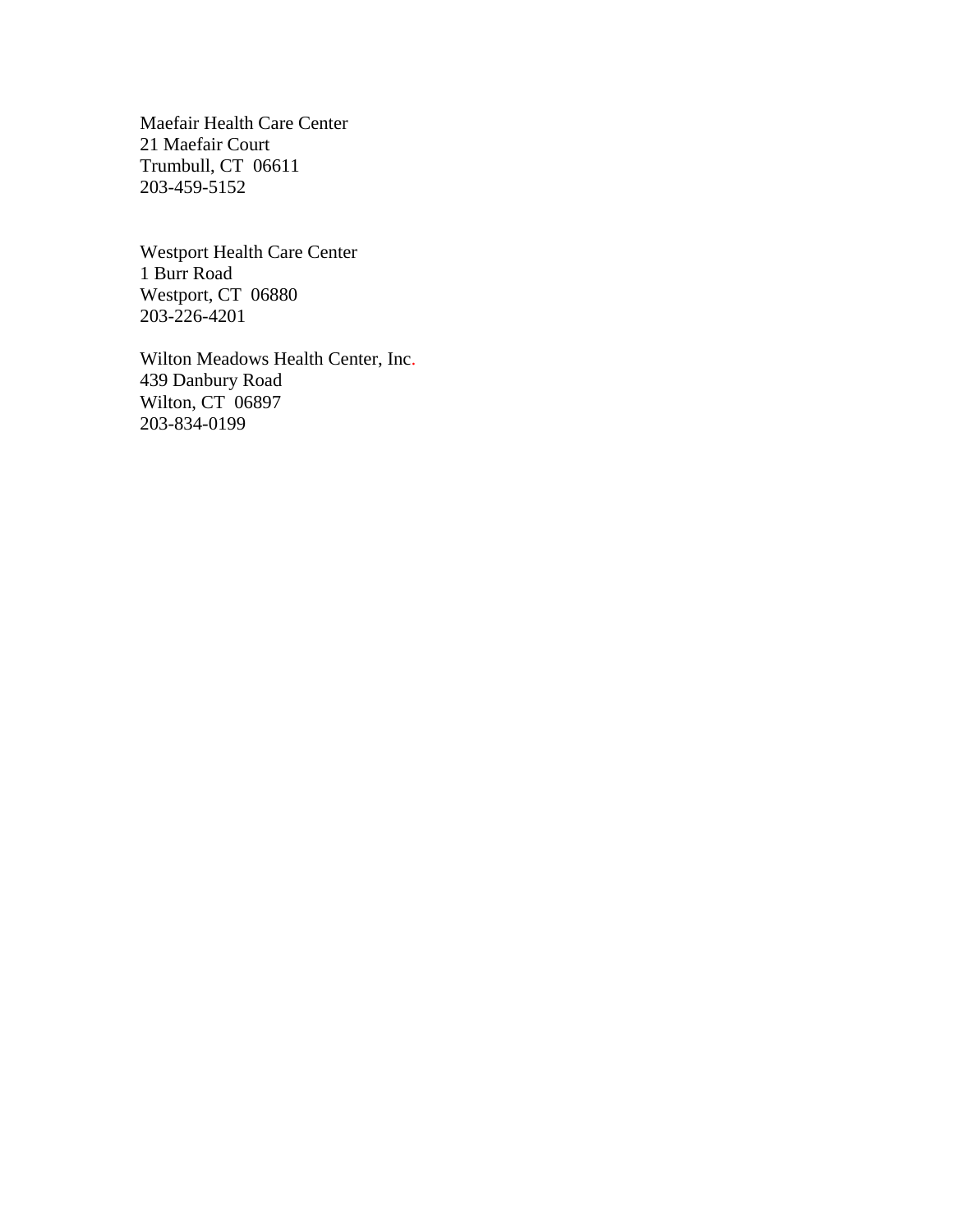Maefair Health Care Center
21 Maefair Court
Trumbull, CT  06611
203-459-5152

Westport Health Care Center
1 Burr Road
Westport, CT  06880
203-226-4201

Wilton Meadows Health Center, Inc.
439 Danbury Road
Wilton, CT  06897
203-834-0199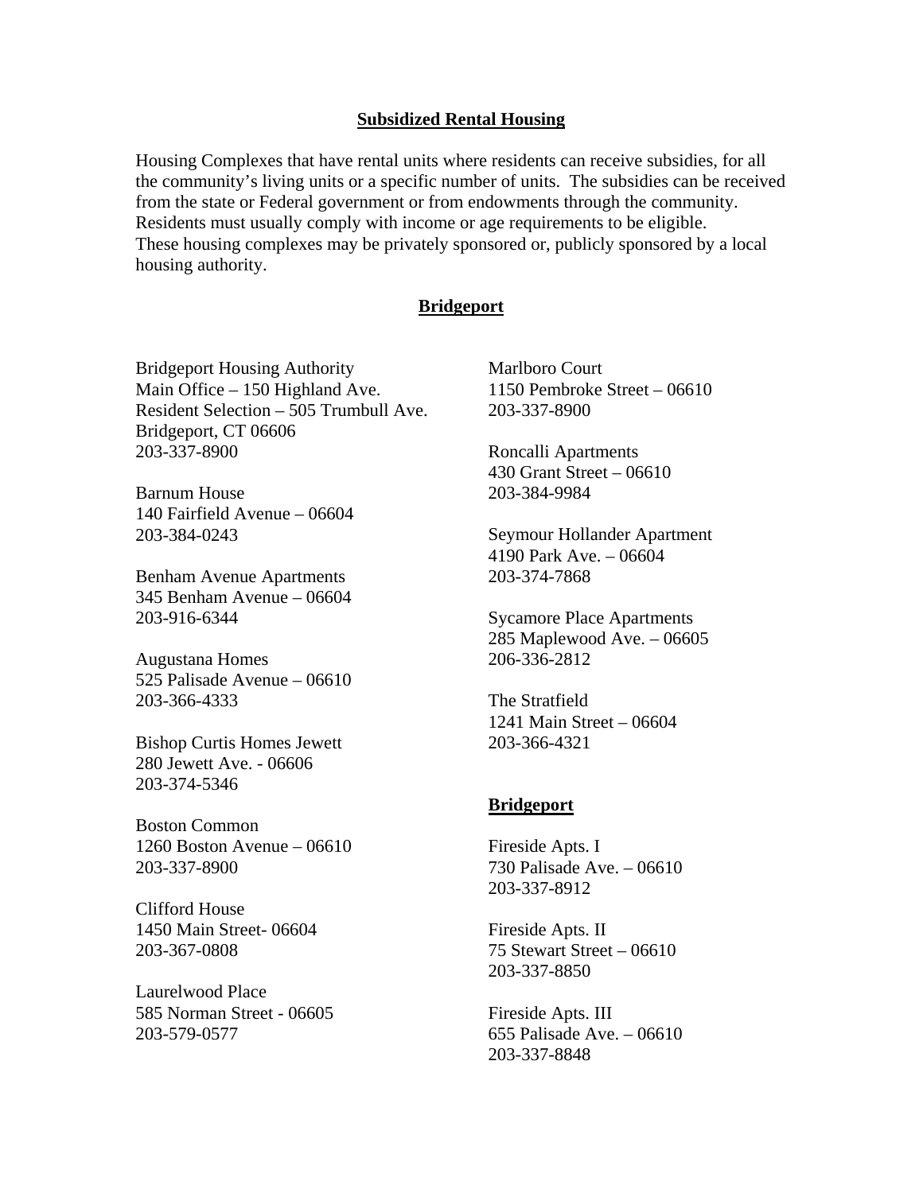## Subsidized Rental Housing

Housing Complexes that have rental units where residents can receive subsidies, for all the community's living units or a specific number of units. The subsidies can be received from the state or Federal government or from endowments through the community. Residents must usually comply with income or age requirements to be eligible. These housing complexes may be privately sponsored or, publicly sponsored by a local housing authority.

### Bridgeport

Bridgeport Housing Authority
Main Office – 150 Highland Ave.
Resident Selection – 505 Trumbull Ave.
Bridgeport, CT 06606
203-337-8900

Barnum House
140 Fairfield Avenue – 06604
203-384-0243

Benham Avenue Apartments
345 Benham Avenue – 06604
203-916-6344

Augustana Homes
525 Palisade Avenue – 06610
203-366-4333

Bishop Curtis Homes Jewett
280 Jewett Ave. - 06606
203-374-5346

Boston Common
1260 Boston Avenue – 06610
203-337-8900

Clifford House
1450 Main Street- 06604
203-367-0808

Laurelwood Place
585 Norman Street - 06605
203-579-0577

Marlboro Court
1150 Pembroke Street – 06610
203-337-8900

Roncalli Apartments
430 Grant Street – 06610
203-384-9984

Seymour Hollander Apartment
4190 Park Ave. – 06604
203-374-7868

Sycamore Place Apartments
285 Maplewood Ave. – 06605
206-336-2812

The Stratfield
1241 Main Street – 06604
203-366-4321

### Bridgeport

Fireside Apts. I
730 Palisade Ave. – 06610
203-337-8912

Fireside Apts. II
75 Stewart Street – 06610
203-337-8850

Fireside Apts. III
655 Palisade Ave. – 06610
203-337-8848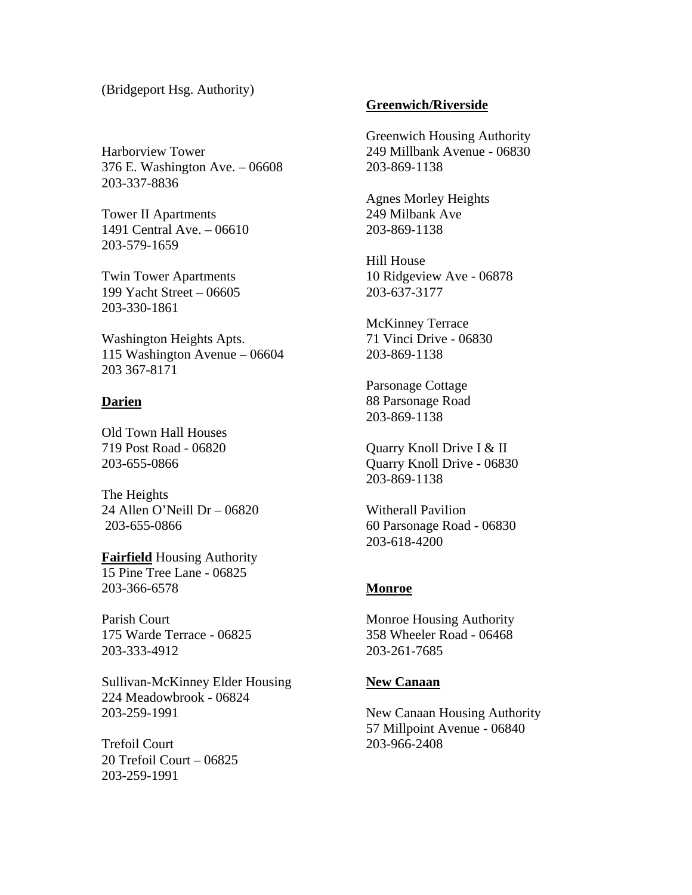(Bridgeport Hsg. Authority)

Harborview Tower
376 E. Washington Ave. – 06608
203-337-8836

Tower II Apartments
1491 Central Ave. – 06610
203-579-1659

Twin Tower Apartments
199 Yacht Street – 06605
203-330-1861

Washington Heights Apts.
115 Washington Avenue – 06604
203 367-8171

**Darien**

Old Town Hall Houses
719 Post Road - 06820
203-655-0866

The Heights
24 Allen O'Neill Dr – 06820
203-655-0866

**Fairfield** Housing Authority
15 Pine Tree Lane - 06825
203-366-6578

Parish Court
175 Warde Terrace - 06825
203-333-4912

Sullivan-McKinney Elder Housing
224 Meadowbrook - 06824
203-259-1991

Trefoil Court
20 Trefoil Court – 06825
203-259-1991

**Greenwich/Riverside**

Greenwich Housing Authority
249 Millbank Avenue - 06830
203-869-1138

Agnes Morley Heights
249 Milbank Ave
203-869-1138

Hill House
10 Ridgeview Ave - 06878
203-637-3177

McKinney Terrace
71 Vinci Drive - 06830
203-869-1138

Parsonage Cottage
88 Parsonage Road
203-869-1138

Quarry Knoll Drive I & II
Quarry Knoll Drive - 06830
203-869-1138

Witherall Pavilion
60 Parsonage Road - 06830
203-618-4200

**Monroe**

Monroe Housing Authority
358 Wheeler Road - 06468
203-261-7685

**New Canaan**

New Canaan Housing Authority
57 Millpoint Avenue - 06840
203-966-2408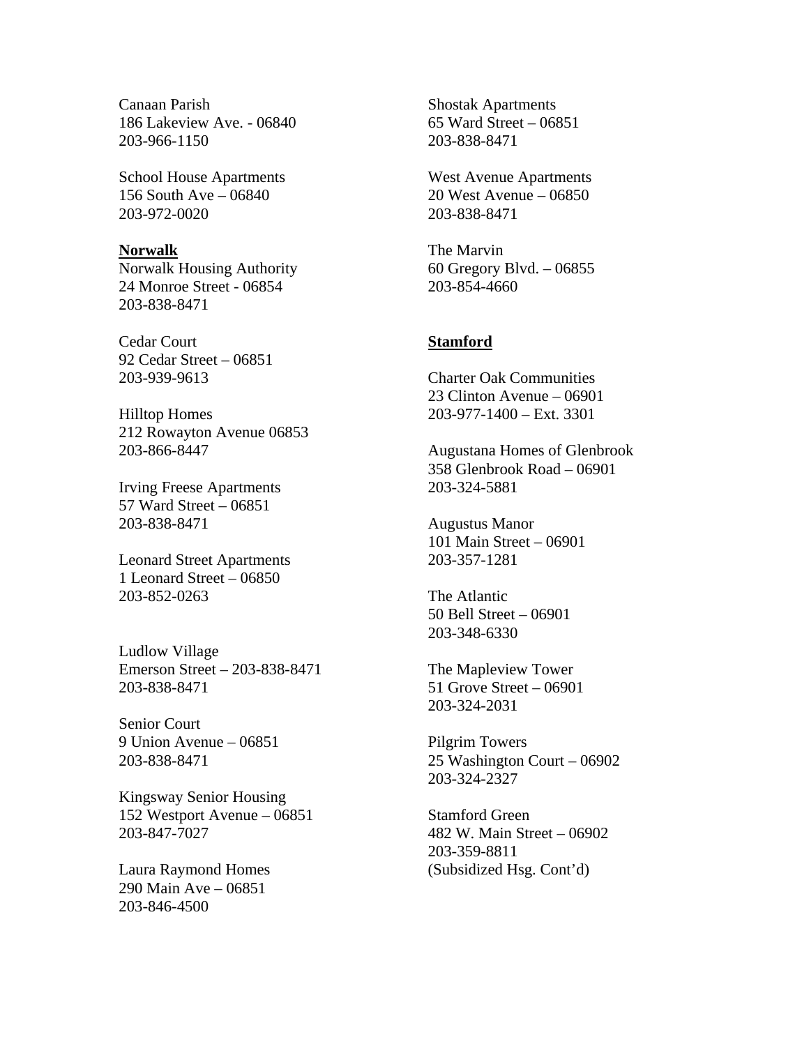Canaan Parish
186 Lakeview Ave. - 06840
203-966-1150

School House Apartments
156 South Ave – 06840
203-972-0020

**Norwalk**

Norwalk Housing Authority
24 Monroe Street - 06854
203-838-8471

Cedar Court
92 Cedar Street – 06851
203-939-9613

Hilltop Homes
212 Rowayton Avenue 06853
203-866-8447

Irving Freese Apartments
57 Ward Street – 06851
203-838-8471

Leonard Street Apartments
1 Leonard Street – 06850
203-852-0263

Ludlow Village
Emerson Street – 203-838-8471
203-838-8471

Senior Court
9 Union Avenue – 06851
203-838-8471

Kingsway Senior Housing
152 Westport Avenue – 06851
203-847-7027

Laura Raymond Homes
290 Main Ave – 06851
203-846-4500

Shostak Apartments
65 Ward Street – 06851
203-838-8471

West Avenue Apartments
20 West Avenue – 06850
203-838-8471

The Marvin
60 Gregory Blvd. – 06855
203-854-4660

**Stamford**

Charter Oak Communities
23 Clinton Avenue – 06901
203-977-1400 – Ext. 3301

Augustana Homes of Glenbrook
358 Glenbrook Road – 06901
203-324-5881

Augustus Manor
101 Main Street – 06901
203-357-1281

The Atlantic
50 Bell Street – 06901
203-348-6330

The Mapleview Tower
51 Grove Street – 06901
203-324-2031

Pilgrim Towers
25 Washington Court – 06902
203-324-2327

Stamford Green
482 W. Main Street – 06902
203-359-8811
(Subsidized Hsg. Cont'd)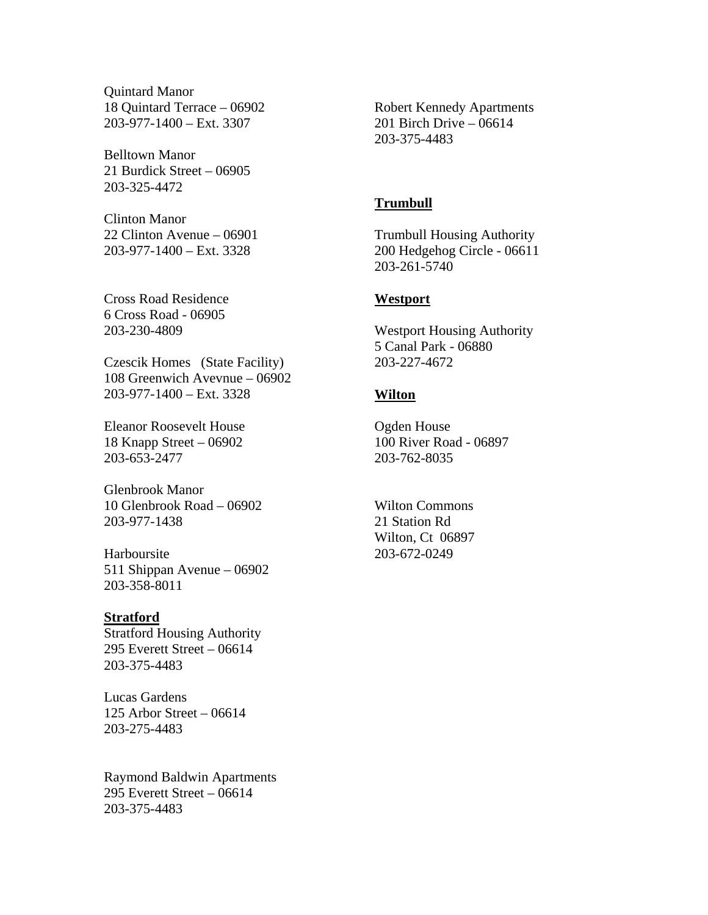Quintard Manor
18 Quintard Terrace – 06902
203-977-1400 – Ext. 3307

Belltown Manor
21 Burdick Street – 06905
203-325-4472

Clinton Manor
22 Clinton Avenue – 06901
203-977-1400 – Ext. 3328

Cross Road Residence
6 Cross Road - 06905
203-230-4809

Czescik Homes (State Facility)
108 Greenwich Avevnue – 06902
203-977-1400 – Ext. 3328

Eleanor Roosevelt House
18 Knapp Street – 06902
203-653-2477

Glenbrook Manor
10 Glenbrook Road – 06902
203-977-1438

Harboursite
511 Shippan Avenue – 06902
203-358-8011

**Stratford**

Stratford Housing Authority
295 Everett Street – 06614
203-375-4483

Lucas Gardens
125 Arbor Street – 06614
203-275-4483

Raymond Baldwin Apartments
295 Everett Street – 06614
203-375-4483

Robert Kennedy Apartments
201 Birch Drive – 06614
203-375-4483

**Trumbull**

Trumbull Housing Authority
200 Hedgehog Circle - 06611
203-261-5740

**Westport**

Westport Housing Authority
5 Canal Park - 06880
203-227-4672

**Wilton**

Ogden House
100 River Road - 06897
203-762-8035

Wilton Commons
21 Station Rd
Wilton, Ct 06897
203-672-0249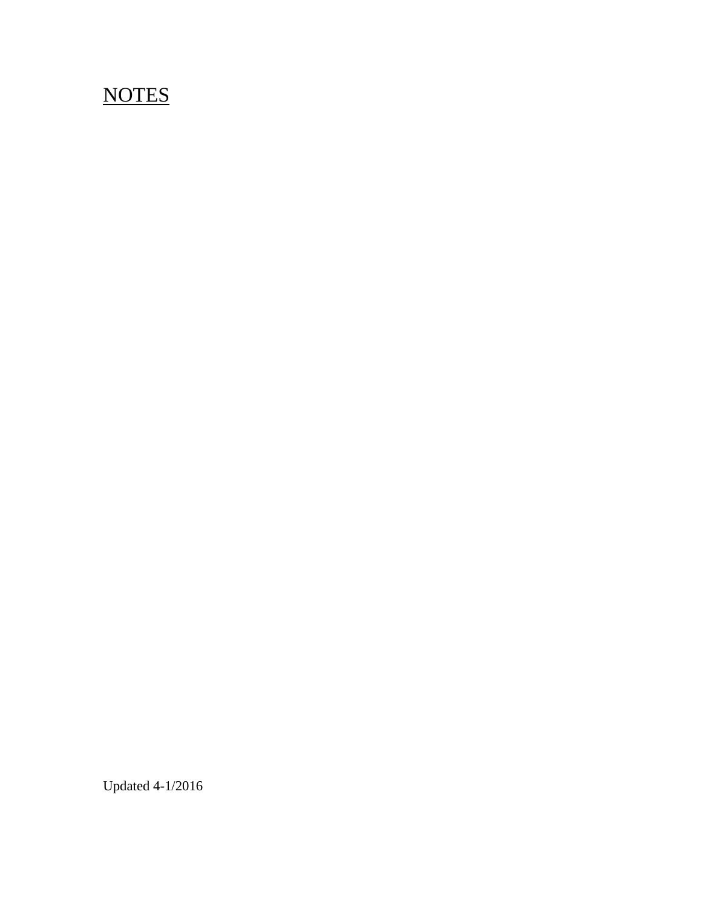NOTES

Updated 4-1/2016